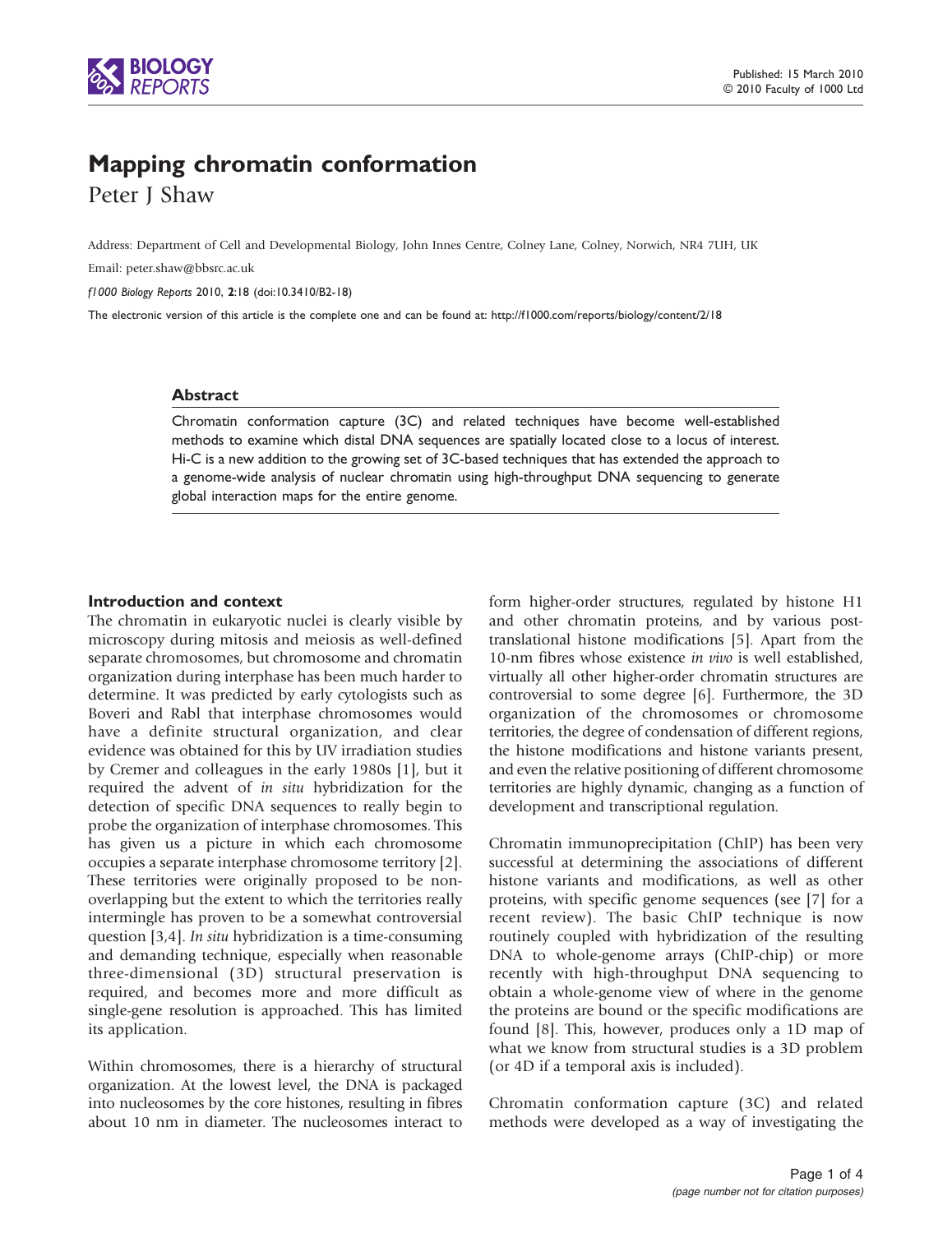# Mapping chromatin conformation

Peter J Shaw

Address: Department of Cell and Developmental Biology, John Innes Centre, Colney Lane, Colney, Norwich, NR4 7UH, UK

Email: peter.shaw@bbsrc.ac.uk

*f1000 Biology Reports* 2010, **2**:18 (doi:10.3410/B2-18)

The electronic version of this article is the complete one and can be found at: http://f1000.com/reports/biology/content/2/18

## Abstract

Chromatin conformation capture (3C) and related techniques have become well-established methods to examine which distal DNA sequences are spatially located close to a locus of interest. Hi-C is a new addition to the growing set of 3C-based techniques that has extended the approach to a genome-wide analysis of nuclear chromatin using high-throughput DNA sequencing to generate global interaction maps for the entire genome.

## Introduction and context

The chromatin in eukaryotic nuclei is clearly visible by microscopy during mitosis and meiosis as well-defined separate chromosomes, but chromosome and chromatin organization during interphase has been much harder to determine. It was predicted by early cytologists such as Boveri and Rabl that interphase chromosomes would have a definite structural organization, and clear evidence was obtained for this by UV irradiation studies by Cremer and colleagues in the early 1980s [1], but it required the advent of *in situ* hybridization for the detection of specific DNA sequences to really begin to probe the organization of interphase chromosomes. This has given us a picture in which each chromosome occupies a separate interphase chromosome territory [2]. These territories were originally proposed to be non-overlapping but the extent to which the territories really intermingle has proven to be a somewhat controversial question [3,4]. *In situ* hybridization is a time-consuming and demanding technique, especially when reasonable three-dimensional (3D) structural preservation is required, and becomes more and more difficult as single-gene resolution is approached. This has limited its application.

Within chromosomes, there is a hierarchy of structural organization. At the lowest level, the DNA is packaged into nucleosomes by the core histones, resulting in fibres about 10 nm in diameter. The nucleosomes interact to form higher-order structures, regulated by histone H1 and other chromatin proteins, and by various post-translational histone modifications [5]. Apart from the 10-nm fibres whose existence *in vivo* is well established, virtually all other higher-order chromatin structures are controversial to some degree [6]. Furthermore, the 3D organization of the chromosomes or chromosome territories, the degree of condensation of different regions, the histone modifications and histone variants present, and even the relative positioning of different chromosome territories are highly dynamic, changing as a function of development and transcriptional regulation.

Chromatin immunoprecipitation (ChIP) has been very successful at determining the associations of different histone variants and modifications, as well as other proteins, with specific genome sequences (see [7] for a recent review). The basic ChIP technique is now routinely coupled with hybridization of the resulting DNA to whole-genome arrays (ChIP-chip) or more recently with high-throughput DNA sequencing to obtain a whole-genome view of where in the genome the proteins are bound or the specific modifications are found [8]. This, however, produces only a 1D map of what we know from structural studies is a 3D problem (or 4D if a temporal axis is included).

Chromatin conformation capture (3C) and related methods were developed as a way of investigating the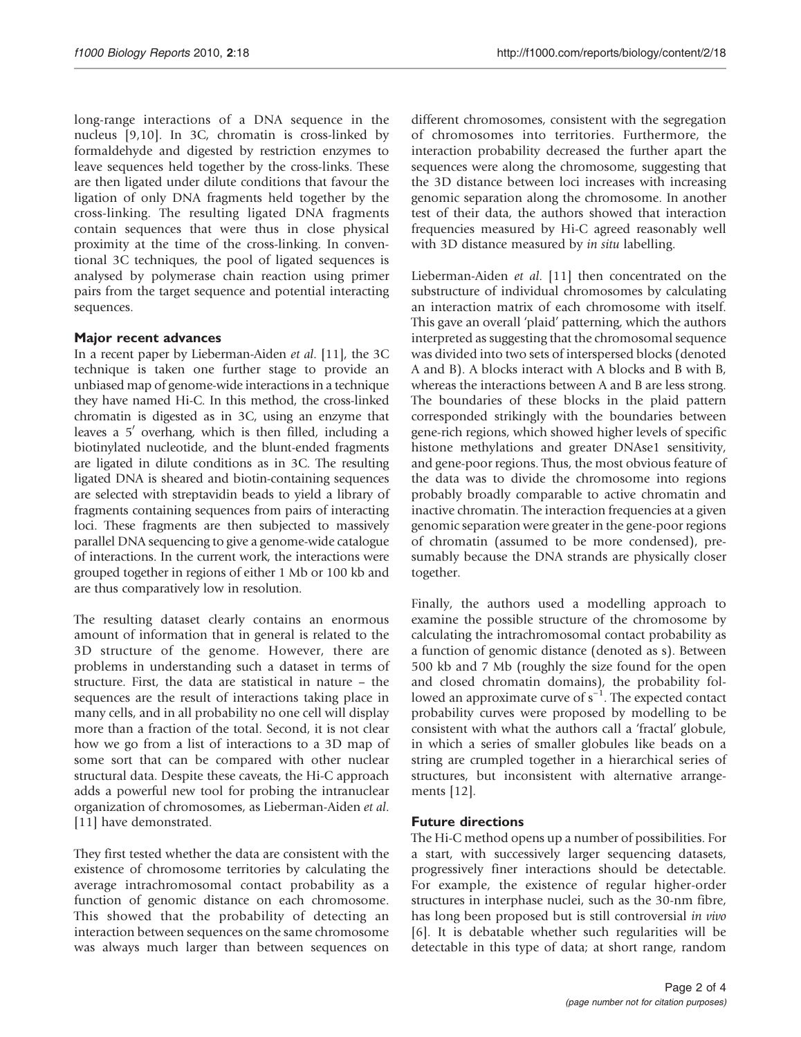long-range interactions of a DNA sequence in the nucleus [9,10]. In 3C, chromatin is cross-linked by formaldehyde and digested by restriction enzymes to leave sequences held together by the cross-links. These are then ligated under dilute conditions that favour the ligation of only DNA fragments held together by the cross-linking. The resulting ligated DNA fragments contain sequences that were thus in close physical proximity at the time of the cross-linking. In conventional 3C techniques, the pool of ligated sequences is analysed by polymerase chain reaction using primer pairs from the target sequence and potential interacting sequences.

## Major recent advances

In a recent paper by Lieberman-Aiden *et al.* [11], the 3C technique is taken one further stage to provide an unbiased map of genome-wide interactions in a technique they have named Hi-C. In this method, the cross-linked chromatin is digested as in 3C, using an enzyme that leaves a 5′ overhang, which is then filled, including a biotinylated nucleotide, and the blunt-ended fragments are ligated in dilute conditions as in 3C. The resulting ligated DNA is sheared and biotin-containing sequences are selected with streptavidin beads to yield a library of fragments containing sequences from pairs of interacting loci. These fragments are then subjected to massively parallel DNA sequencing to give a genome-wide catalogue of interactions. In the current work, the interactions were grouped together in regions of either 1 Mb or 100 kb and are thus comparatively low in resolution.

The resulting dataset clearly contains an enormous amount of information that in general is related to the 3D structure of the genome. However, there are problems in understanding such a dataset in terms of structure. First, the data are statistical in nature – the sequences are the result of interactions taking place in many cells, and in all probability no one cell will display more than a fraction of the total. Second, it is not clear how we go from a list of interactions to a 3D map of some sort that can be compared with other nuclear structural data. Despite these caveats, the Hi-C approach adds a powerful new tool for probing the intranuclear organization of chromosomes, as Lieberman-Aiden *et al.* [11] have demonstrated.

They first tested whether the data are consistent with the existence of chromosome territories by calculating the average intrachromosomal contact probability as a function of genomic distance on each chromosome. This showed that the probability of detecting an interaction between sequences on the same chromosome was always much larger than between sequences on different chromosomes, consistent with the segregation of chromosomes into territories. Furthermore, the interaction probability decreased the further apart the sequences were along the chromosome, suggesting that the 3D distance between loci increases with increasing genomic separation along the chromosome. In another test of their data, the authors showed that interaction frequencies measured by Hi-C agreed reasonably well with 3D distance measured by *in situ* labelling.

Lieberman-Aiden *et al.* [11] then concentrated on the substructure of individual chromosomes by calculating an interaction matrix of each chromosome with itself. This gave an overall 'plaid' patterning, which the authors interpreted as suggesting that the chromosomal sequence was divided into two sets of interspersed blocks (denoted A and B). A blocks interact with A blocks and B with B, whereas the interactions between A and B are less strong. The boundaries of these blocks in the plaid pattern corresponded strikingly with the boundaries between gene-rich regions, which showed higher levels of specific histone methylations and greater DNAse1 sensitivity, and gene-poor regions. Thus, the most obvious feature of the data was to divide the chromosome into regions probably broadly comparable to active chromatin and inactive chromatin. The interaction frequencies at a given genomic separation were greater in the gene-poor regions of chromatin (assumed to be more condensed), presumably because the DNA strands are physically closer together.

Finally, the authors used a modelling approach to examine the possible structure of the chromosome by calculating the intrachromosomal contact probability as a function of genomic distance (denoted as s). Between 500 kb and 7 Mb (roughly the size found for the open and closed chromatin domains), the probability followed an approximate curve of $s^{-1}$. The expected contact probability curves were proposed by modelling to be consistent with what the authors call a 'fractal' globule, in which a series of smaller globules like beads on a string are crumpled together in a hierarchical series of structures, but inconsistent with alternative arrangements [12].

## Future directions

The Hi-C method opens up a number of possibilities. For a start, with successively larger sequencing datasets, progressively finer interactions should be detectable. For example, the existence of regular higher-order structures in interphase nuclei, such as the 30-nm fibre, has long been proposed but is still controversial *in vivo* [6]. It is debatable whether such regularities will be detectable in this type of data; at short range, random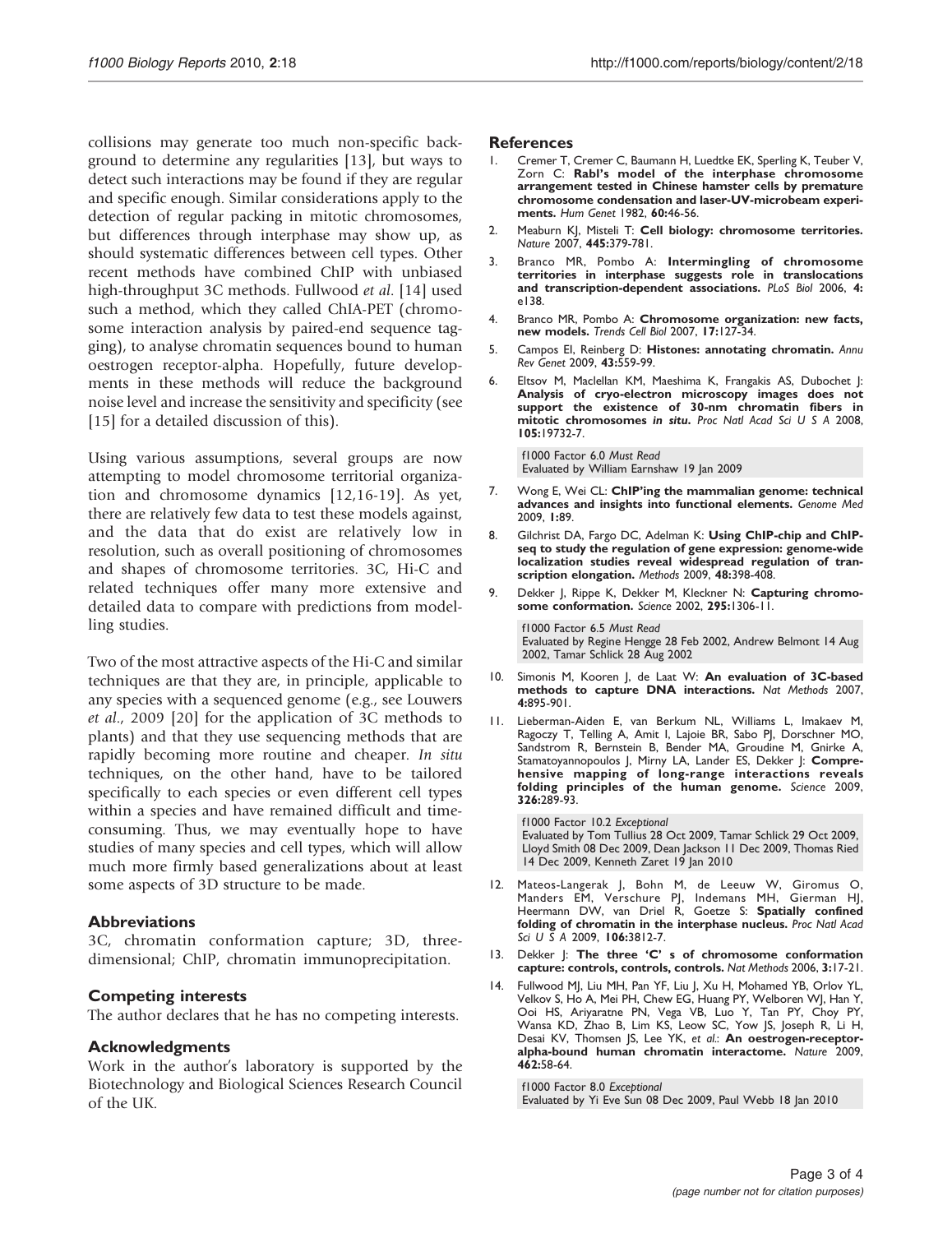collisions may generate too much non-specific background to determine any regularities [13], but ways to detect such interactions may be found if they are regular and specific enough. Similar considerations apply to the detection of regular packing in mitotic chromosomes, but differences through interphase may show up, as should systematic differences between cell types. Other recent methods have combined ChIP with unbiased high-throughput 3C methods. Fullwood *et al*. [14] used such a method, which they called ChIA-PET (chromosome interaction analysis by paired-end sequence tagging), to analyse chromatin sequences bound to human oestrogen receptor-alpha. Hopefully, future developments in these methods will reduce the background noise level and increase the sensitivity and specificity (see [15] for a detailed discussion of this).

Using various assumptions, several groups are now attempting to model chromosome territorial organization and chromosome dynamics [12,16-19]. As yet, there are relatively few data to test these models against, and the data that do exist are relatively low in resolution, such as overall positioning of chromosomes and shapes of chromosome territories. 3C, Hi-C and related techniques offer many more extensive and detailed data to compare with predictions from modelling studies.

Two of the most attractive aspects of the Hi-C and similar techniques are that they are, in principle, applicable to any species with a sequenced genome (e.g., see Louwers *et al*., 2009 [20] for the application of 3C methods to plants) and that they use sequencing methods that are rapidly becoming more routine and cheaper. *In situ* techniques, on the other hand, have to be tailored specifically to each species or even different cell types within a species and have remained difficult and time-consuming. Thus, we may eventually hope to have studies of many species and cell types, which will allow much more firmly based generalizations about at least some aspects of 3D structure to be made.

## Abbreviations

3C, chromatin conformation capture; 3D, three-dimensional; ChIP, chromatin immunoprecipitation.

## Competing interests

The author declares that he has no competing interests.

## Acknowledgments

Work in the author's laboratory is supported by the Biotechnology and Biological Sciences Research Council of the UK.

## References

1. Cremer T, Cremer C, Baumann H, Luedtke EK, Sperling K, Teuber V, Zorn C: **Rabl's model of the interphase chromosome arrangement tested in Chinese hamster cells by premature chromosome condensation and laser-UV-microbeam experiments.** *Hum Genet* 1982, **60:**46-56.

2. Meaburn KJ, Misteli T: **Cell biology: chromosome territories.** *Nature* 2007, **445:**379-781.

3. Branco MR, Pombo A: **Intermingling of chromosome territories in interphase suggests role in translocations and transcription-dependent associations.** *PLoS Biol* 2006, **4:** e138.

4. Branco MR, Pombo A: **Chromosome organization: new facts, new models.** *Trends Cell Biol* 2007, **17:**127-34.

5. Campos EI, Reinberg D: **Histones: annotating chromatin.** *Annu Rev Genet* 2009, **43:**559-99.

6. Eltsov M, Maclellan KM, Maeshima K, Frangakis AS, Dubochet J: **Analysis of cryo-electron microscopy images does not support the existence of 30-nm chromatin fibers in mitotic chromosomes *in situ*.** *Proc Natl Acad Sci U S A* 2008, **105:**19732-7.

   f1000 Factor 6.0 *Must Read*
   Evaluated by William Earnshaw 19 Jan 2009

7. Wong E, Wei CL: **ChIP'ing the mammalian genome: technical advances and insights into functional elements.** *Genome Med* 2009, **1:**89.

8. Gilchrist DA, Fargo DC, Adelman K: **Using ChIP-chip and ChIP-seq to study the regulation of gene expression: genome-wide localization studies reveal widespread regulation of transcription elongation.** *Methods* 2009, **48:**398-408.

9. Dekker J, Rippe K, Dekker M, Kleckner N: **Capturing chromosome conformation.** *Science* 2002, **295:**1306-11.

   f1000 Factor 6.5 *Must Read*
   Evaluated by Regine Hengge 28 Feb 2002, Andrew Belmont 14 Aug 2002, Tamar Schlick 28 Aug 2002

10. Simonis M, Kooren J, de Laat W: **An evaluation of 3C-based methods to capture DNA interactions.** *Nat Methods* 2007, **4:**895-901.

11. Lieberman-Aiden E, van Berkum NL, Williams L, Imakaev M, Ragoczy T, Telling A, Amit I, Lajoie BR, Sabo PJ, Dorschner MO, Sandstrom R, Bernstein B, Bender MA, Groudine M, Gnirke A, Stamatoyannopoulos J, Mirny LA, Lander ES, Dekker J: **Comprehensive mapping of long-range interactions reveals folding principles of the human genome.** *Science* 2009, **326:**289-93.

    f1000 Factor 10.2 *Exceptional*
    Evaluated by Tom Tullius 28 Oct 2009, Tamar Schlick 29 Oct 2009, Lloyd Smith 08 Dec 2009, Dean Jackson 11 Dec 2009, Thomas Ried 14 Dec 2009, Kenneth Zaret 19 Jan 2010

12. Mateos-Langerak J, Bohn M, de Leeuw W, Giromus O, Manders EM, Verschure PJ, Indemans MH, Gierman HJ, Heermann DW, van Driel R, Goetze S: **Spatially confined folding of chromatin in the interphase nucleus.** *Proc Natl Acad Sci U S A* 2009, **106:**3812-7.

13. Dekker J: **The three 'C' s of chromosome conformation capture: controls, controls, controls.** *Nat Methods* 2006, **3:**17-21.

14. Fullwood MJ, Liu MH, Pan YF, Liu J, Xu H, Mohamed YB, Orlov YL, Velkov S, Ho A, Mei PH, Chew EG, Huang PY, Welboren WJ, Han Y, Ooi HS, Ariyaratne PN, Vega VB, Luo Y, Tan PY, Choy PY, Wansa KD, Zhao B, Lim KS, Leow SC, Yow JS, Joseph R, Li H, Desai KV, Thomsen JS, Lee YK, *et al*.: **An oestrogen-receptor-alpha-bound human chromatin interactome.** *Nature* 2009, **462:**58-64.

    f1000 Factor 8.0 *Exceptional*
    Evaluated by Yi Eve Sun 08 Dec 2009, Paul Webb 18 Jan 2010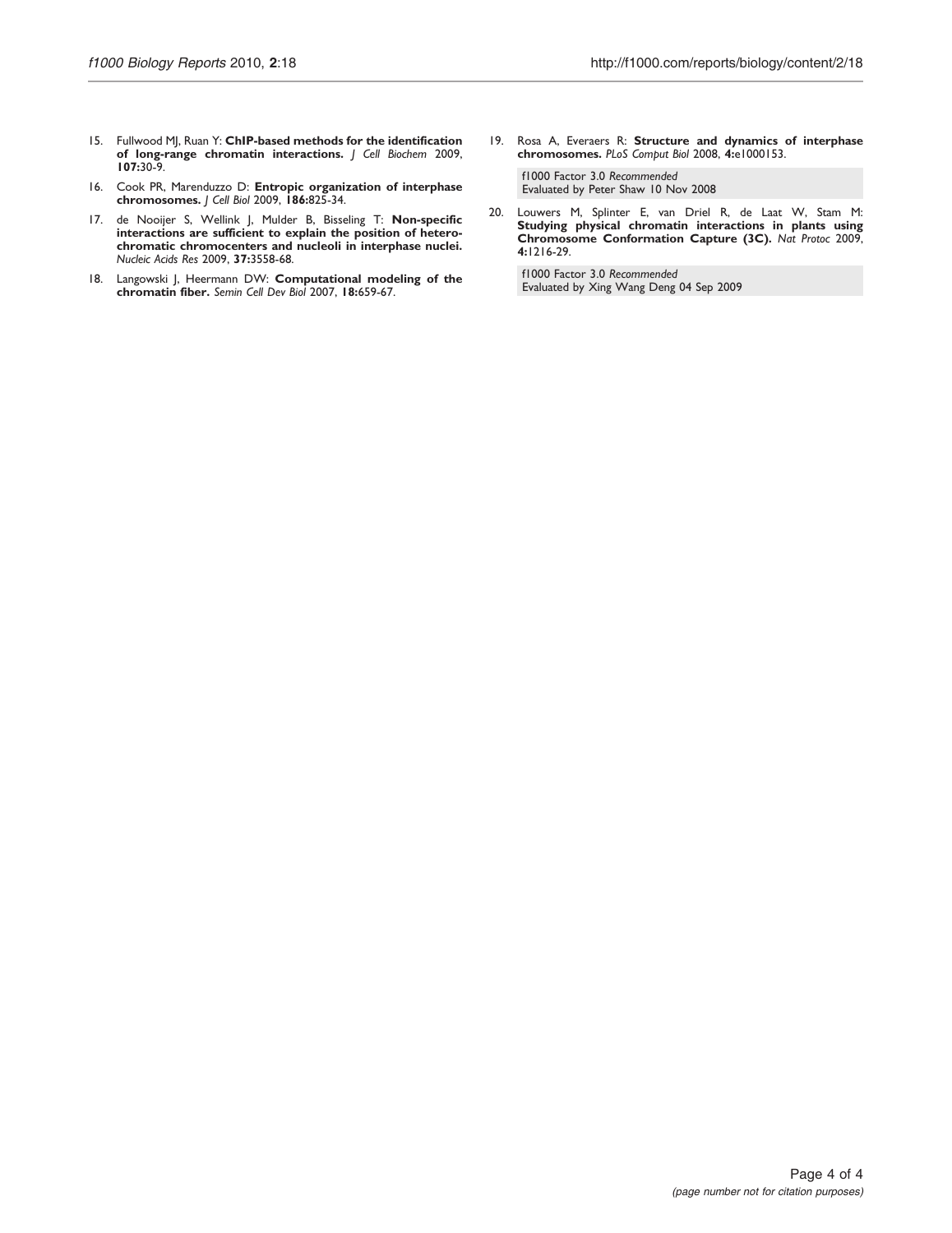15. Fullwood MJ, Ruan Y: **ChIP-based methods for the identification of long-range chromatin interactions.** *J Cell Biochem* 2009, **107:**30-9.

16. Cook PR, Marenduzzo D: **Entropic organization of interphase chromosomes.** *J Cell Biol* 2009, **186:**825-34.

17. de Nooijer S, Wellink J, Mulder B, Bisseling T: **Non-specific interactions are sufficient to explain the position of heterochromatic chromocenters and nucleoli in interphase nuclei.** *Nucleic Acids Res* 2009, **37:**3558-68.

18. Langowski J, Heermann DW: **Computational modeling of the chromatin fiber.** *Semin Cell Dev Biol* 2007, **18:**659-67.

19. Rosa A, Everaers R: **Structure and dynamics of interphase chromosomes.** *PLoS Comput Biol* 2008, **4:**e1000153.

    f1000 Factor 3.0 *Recommended*
    Evaluated by Peter Shaw 10 Nov 2008

20. Louwers M, Splinter E, van Driel R, de Laat W, Stam M: **Studying physical chromatin interactions in plants using Chromosome Conformation Capture (3C).** *Nat Protoc* 2009, **4:**1216-29.

    f1000 Factor 3.0 *Recommended*
    Evaluated by Xing Wang Deng 04 Sep 2009